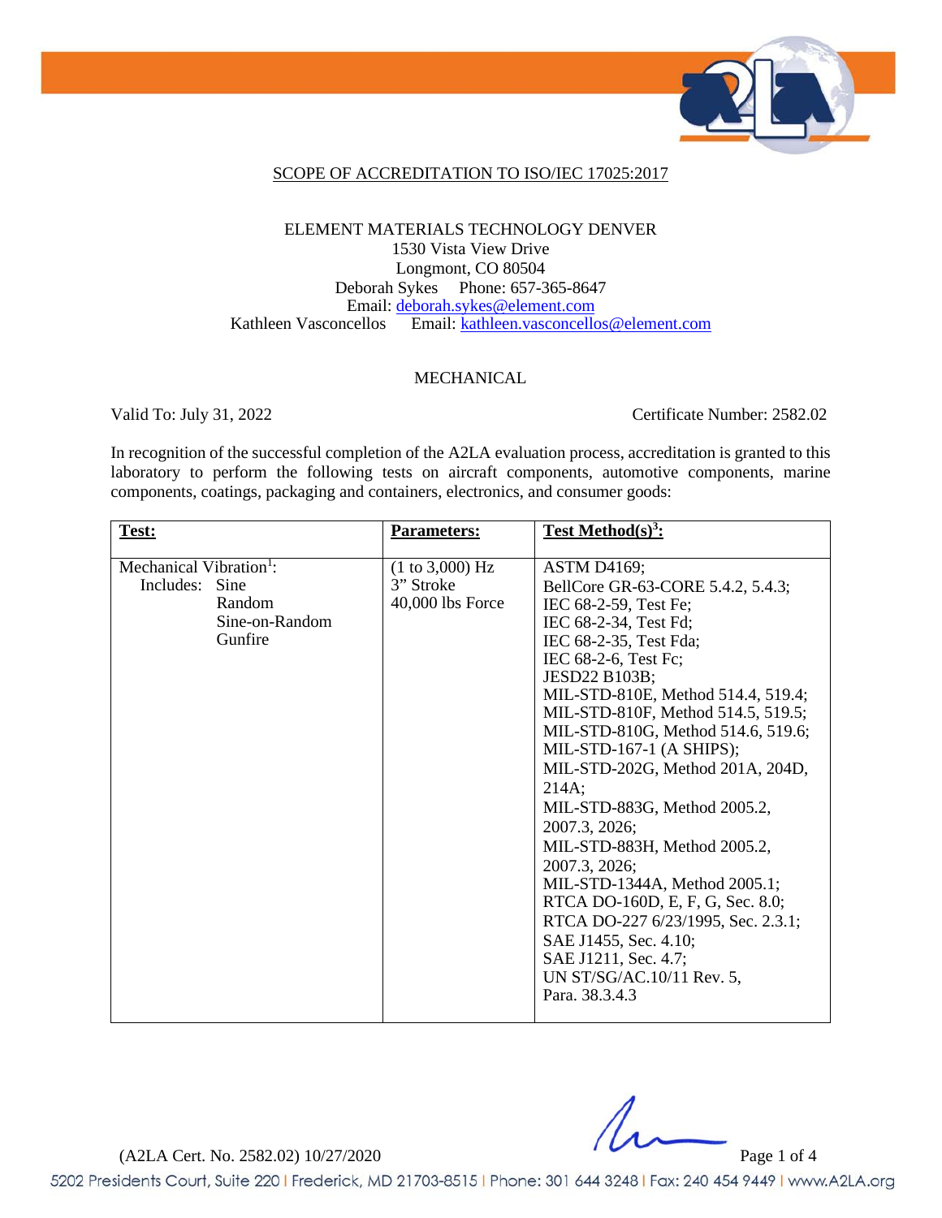## SCOPE OF ACCREDITATION TO ISO/IEC 17025:2017

ELEMENT MATERIALS TECHNOLOGY DENVER
1530 Vista View Drive
Longmont, CO 80504
Deborah Sykes Phone: 657-365-8647
Email: deborah.sykes@element.com
Kathleen Vasconcellos Email: kathleen.vasconcellos@element.com

### MECHANICAL

Valid To: July 31, 2022 Certificate Number: 2582.02

In recognition of the successful completion of the A2LA evaluation process, accreditation is granted to this laboratory to perform the following tests on aircraft components, automotive components, marine components, coatings, packaging and containers, electronics, and consumer goods:

| **Test:** | **Parameters:** | **Test Method(s)[3]:** |
|---|---|---|
| Mechanical Vibration[1]:<br>Includes: Sine<br>Random<br>Sine-on-Random<br>Gunfire | (1 to 3,000) Hz<br>3" Stroke<br>40,000 lbs Force | ASTM D4169;<br>BellCore GR-63-CORE 5.4.2, 5.4.3;<br>IEC 68-2-59, Test Fe;<br>IEC 68-2-34, Test Fd;<br>IEC 68-2-35, Test Fda;<br>IEC 68-2-6, Test Fc;<br>JESD22 B103B;<br>MIL-STD-810E, Method 514.4, 519.4;<br>MIL-STD-810F, Method 514.5, 519.5;<br>MIL-STD-810G, Method 514.6, 519.6;<br>MIL-STD-167-1 (A SHIPS);<br>MIL-STD-202G, Method 201A, 204D, 214A;<br>MIL-STD-883G, Method 2005.2, 2007.3, 2026;<br>MIL-STD-883H, Method 2005.2, 2007.3, 2026;<br>MIL-STD-1344A, Method 2005.1;<br>RTCA DO-160D, E, F, G, Sec. 8.0;<br>RTCA DO-227 6/23/1995, Sec. 2.3.1;<br>SAE J1455, Sec. 4.10;<br>SAE J1211, Sec. 4.7;<br>UN ST/SG/AC.10/11 Rev. 5, Para. 38.3.4.3 |

(A2LA Cert. No. 2582.02) 10/27/2020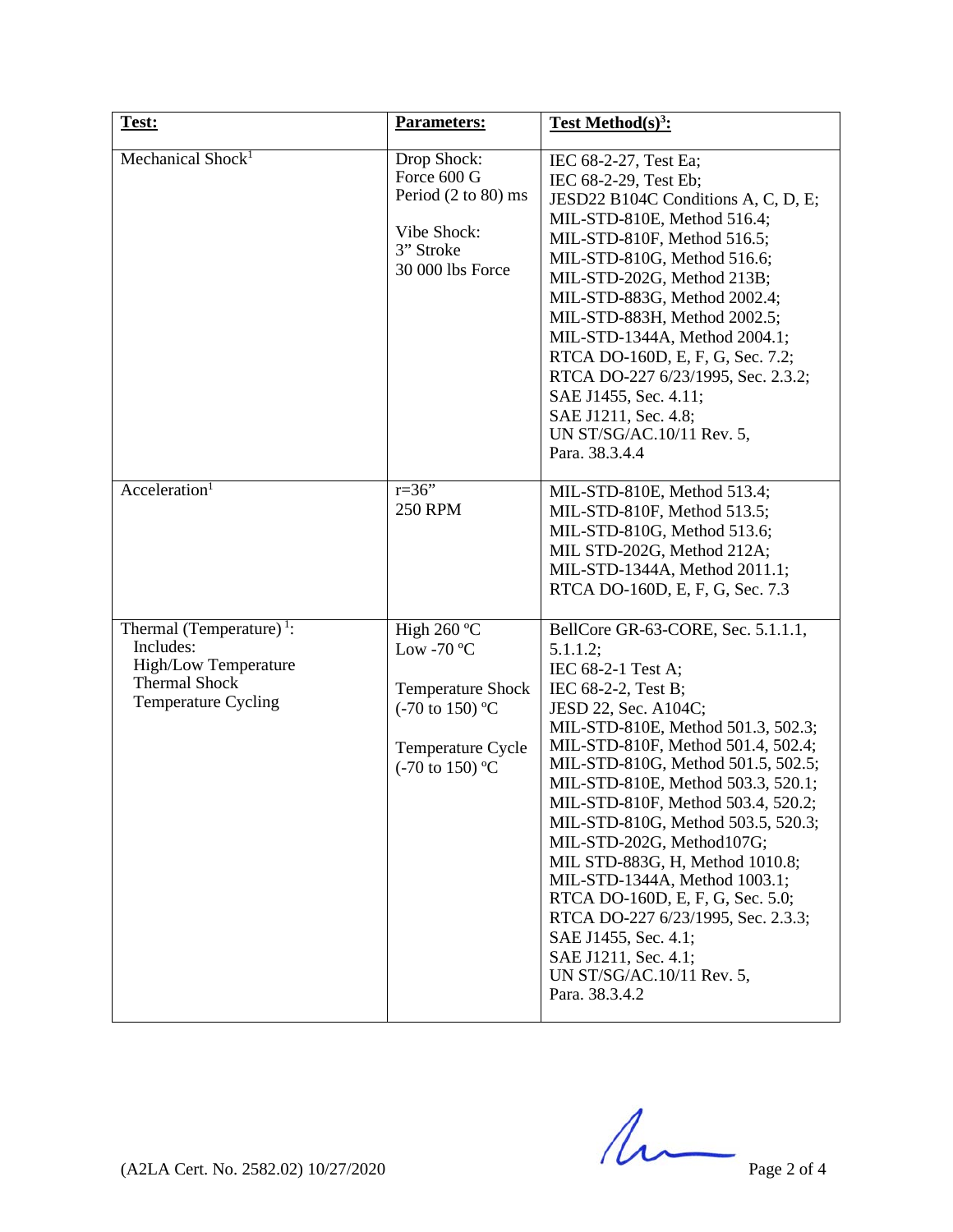| **Test:** | **Parameters:** | **Test Method(s)[3]:** |
|---|---|---|
| Mechanical Shock[1] | Drop Shock:<br>Force 600 G<br>Period (2 to 80) ms<br><br>Vibe Shock:<br>3" Stroke<br>30 000 lbs Force | IEC 68-2-27, Test Ea;<br>IEC 68-2-29, Test Eb;<br>JESD22 B104C Conditions A, C, D, E;<br>MIL-STD-810E, Method 516.4;<br>MIL-STD-810F, Method 516.5;<br>MIL-STD-810G, Method 516.6;<br>MIL-STD-202G, Method 213B;<br>MIL-STD-883G, Method 2002.4;<br>MIL-STD-883H, Method 2002.5;<br>MIL-STD-1344A, Method 2004.1;<br>RTCA DO-160D, E, F, G, Sec. 7.2;<br>RTCA DO-227 6/23/1995, Sec. 2.3.2;<br>SAE J1455, Sec. 4.11;<br>SAE J1211, Sec. 4.8;<br>UN ST/SG/AC.10/11 Rev. 5,<br>Para. 38.3.4.4 |
| Acceleration[1] | r=36"<br>250 RPM | MIL-STD-810E, Method 513.4;<br>MIL-STD-810F, Method 513.5;<br>MIL-STD-810G, Method 513.6;<br>MIL STD-202G, Method 212A;<br>MIL-STD-1344A, Method 2011.1;<br>RTCA DO-160D, E, F, G, Sec. 7.3 |
| Thermal (Temperature)[1]:<br>Includes:<br>High/Low Temperature<br>Thermal Shock<br>Temperature Cycling | High 260 ºC<br>Low -70 ºC<br><br>Temperature Shock<br>(-70 to 150) ºC<br><br>Temperature Cycle<br>(-70 to 150) ºC | BellCore GR-63-CORE, Sec. 5.1.1.1, 5.1.1.2;<br>IEC 68-2-1 Test A;<br>IEC 68-2-2, Test B;<br>JESD 22, Sec. A104C;<br>MIL-STD-810E, Method 501.3, 502.3;<br>MIL-STD-810F, Method 501.4, 502.4;<br>MIL-STD-810G, Method 501.5, 502.5;<br>MIL-STD-810E, Method 503.3, 520.1;<br>MIL-STD-810F, Method 503.4, 520.2;<br>MIL-STD-810G, Method 503.5, 520.3;<br>MIL-STD-202G, Method107G;<br>MIL STD-883G, H, Method 1010.8;<br>MIL-STD-1344A, Method 1003.1;<br>RTCA DO-160D, E, F, G, Sec. 5.0;<br>RTCA DO-227 6/23/1995, Sec. 2.3.3;<br>SAE J1455, Sec. 4.1;<br>SAE J1211, Sec. 4.1;<br>UN ST/SG/AC.10/11 Rev. 5,<br>Para. 38.3.4.2 |

(A2LA Cert. No. 2582.02) 10/27/2020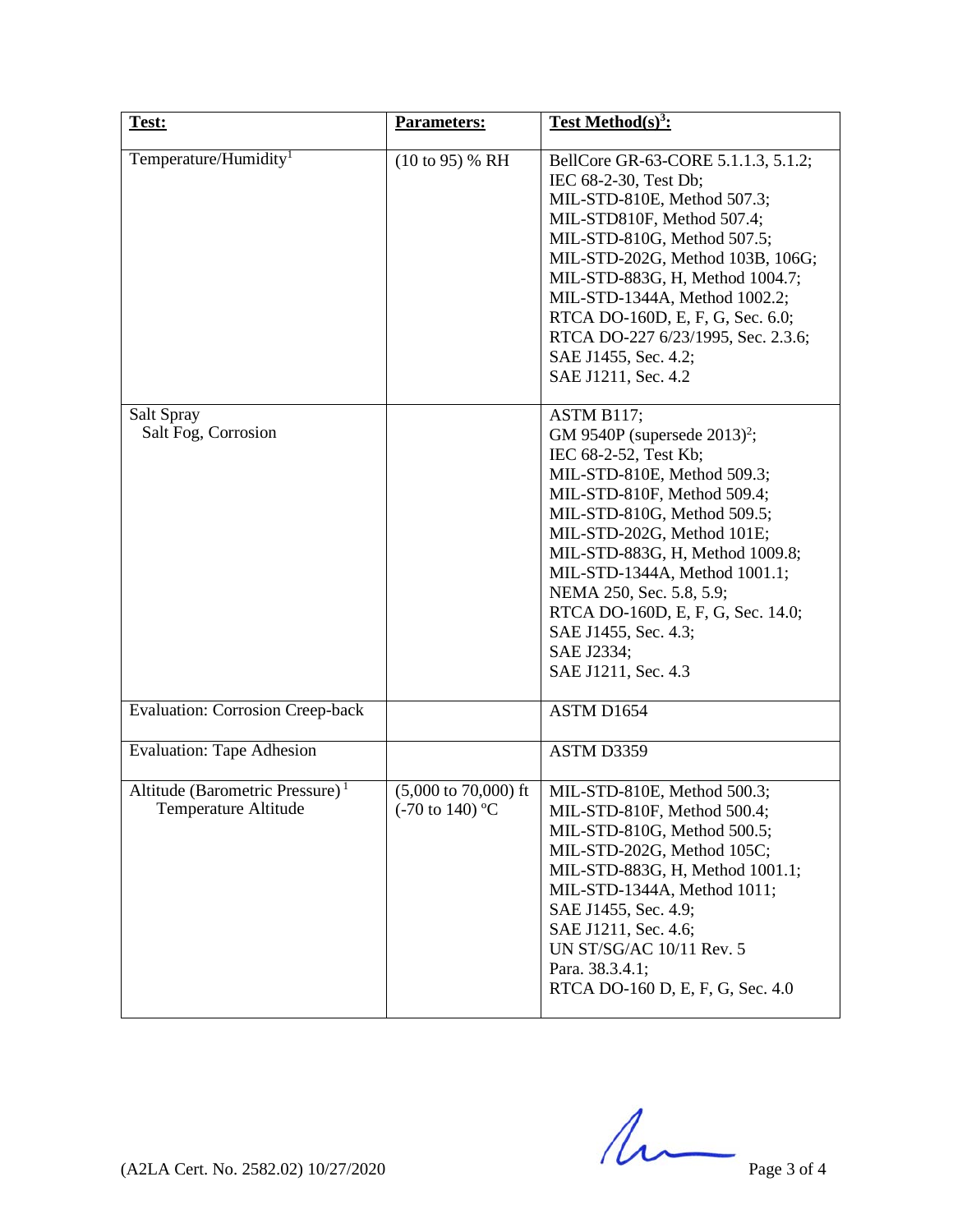| Test: | Parameters: | Test Method(s)[3]: |
|---|---|---|
| Temperature/Humidity[1] | (10 to 95) % RH | BellCore GR-63-CORE 5.1.1.3, 5.1.2;<br>IEC 68-2-30, Test Db;<br>MIL-STD-810E, Method 507.3;<br>MIL-STD810F, Method 507.4;<br>MIL-STD-810G, Method 507.5;<br>MIL-STD-202G, Method 103B, 106G;<br>MIL-STD-883G, H, Method 1004.7;<br>MIL-STD-1344A, Method 1002.2;<br>RTCA DO-160D, E, F, G, Sec. 6.0;<br>RTCA DO-227 6/23/1995, Sec. 2.3.6;<br>SAE J1455, Sec. 4.2;<br>SAE J1211, Sec. 4.2 |
| Salt Spray<br>Salt Fog, Corrosion | | ASTM B117;<br>GM 9540P (supersede 2013)[2];<br>IEC 68-2-52, Test Kb;<br>MIL-STD-810E, Method 509.3;<br>MIL-STD-810F, Method 509.4;<br>MIL-STD-810G, Method 509.5;<br>MIL-STD-202G, Method 101E;<br>MIL-STD-883G, H, Method 1009.8;<br>MIL-STD-1344A, Method 1001.1;<br>NEMA 250, Sec. 5.8, 5.9;<br>RTCA DO-160D, E, F, G, Sec. 14.0;<br>SAE J1455, Sec. 4.3;<br>SAE J2334;<br>SAE J1211, Sec. 4.3 |
| Evaluation: Corrosion Creep-back | | ASTM D1654 |
| Evaluation: Tape Adhesion | | ASTM D3359 |
| Altitude (Barometric Pressure)[1]<br>Temperature Altitude | (5,000 to 70,000) ft<br>(-70 to 140) °C | MIL-STD-810E, Method 500.3;<br>MIL-STD-810F, Method 500.4;<br>MIL-STD-810G, Method 500.5;<br>MIL-STD-202G, Method 105C;<br>MIL-STD-883G, H, Method 1001.1;<br>MIL-STD-1344A, Method 1011;<br>SAE J1455, Sec. 4.9;<br>SAE J1211, Sec. 4.6;<br>UN ST/SG/AC 10/11 Rev. 5<br>Para. 38.3.4.1;<br>RTCA DO-160 D, E, F, G, Sec. 4.0 |

(A2LA Cert. No. 2582.02) 10/27/2020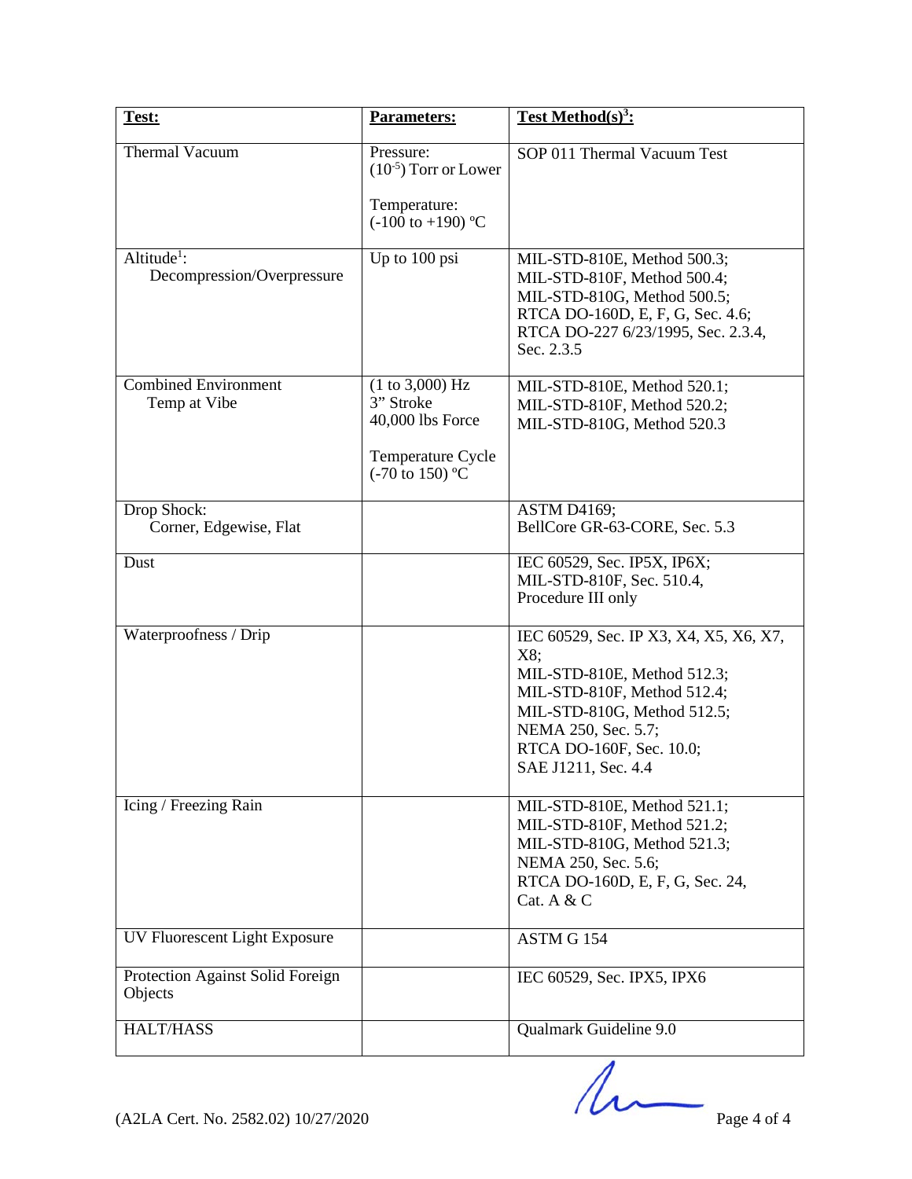| Test: | Parameters: | Test Method(s)[3]: |
|---|---|---|
| Thermal Vacuum | Pressure: ($10^{-5}$) Torr or Lower<br><br>Temperature: (-100 to +190) ºC | SOP 011 Thermal Vacuum Test |
| Altitude[1]: Decompression/Overpressure | Up to 100 psi | MIL-STD-810E, Method 500.3; MIL-STD-810F, Method 500.4; MIL-STD-810G, Method 500.5; RTCA DO-160D, E, F, G, Sec. 4.6; RTCA DO-227 6/23/1995, Sec. 2.3.4, Sec. 2.3.5 |
| Combined Environment Temp at Vibe | (1 to 3,000) Hz<br>3" Stroke<br>40,000 lbs Force<br><br>Temperature Cycle (-70 to 150) ºC | MIL-STD-810E, Method 520.1; MIL-STD-810F, Method 520.2; MIL-STD-810G, Method 520.3 |
| Drop Shock: Corner, Edgewise, Flat | | ASTM D4169; BellCore GR-63-CORE, Sec. 5.3 |
| Dust | | IEC 60529, Sec. IP5X, IP6X; MIL-STD-810F, Sec. 510.4, Procedure III only |
| Waterproofness / Drip | | IEC 60529, Sec. IP X3, X4, X5, X6, X7, X8; MIL-STD-810E, Method 512.3; MIL-STD-810F, Method 512.4; MIL-STD-810G, Method 512.5; NEMA 250, Sec. 5.7; RTCA DO-160F, Sec. 10.0; SAE J1211, Sec. 4.4 |
| Icing / Freezing Rain | | MIL-STD-810E, Method 521.1; MIL-STD-810F, Method 521.2; MIL-STD-810G, Method 521.3; NEMA 250, Sec. 5.6; RTCA DO-160D, E, F, G, Sec. 24, Cat. A & C |
| UV Fluorescent Light Exposure | | ASTM G 154 |
| Protection Against Solid Foreign Objects | | IEC 60529, Sec. IPX5, IPX6 |
| HALT/HASS | | Qualmark Guideline 9.0 |

(A2LA Cert. No. 2582.02) 10/27/2020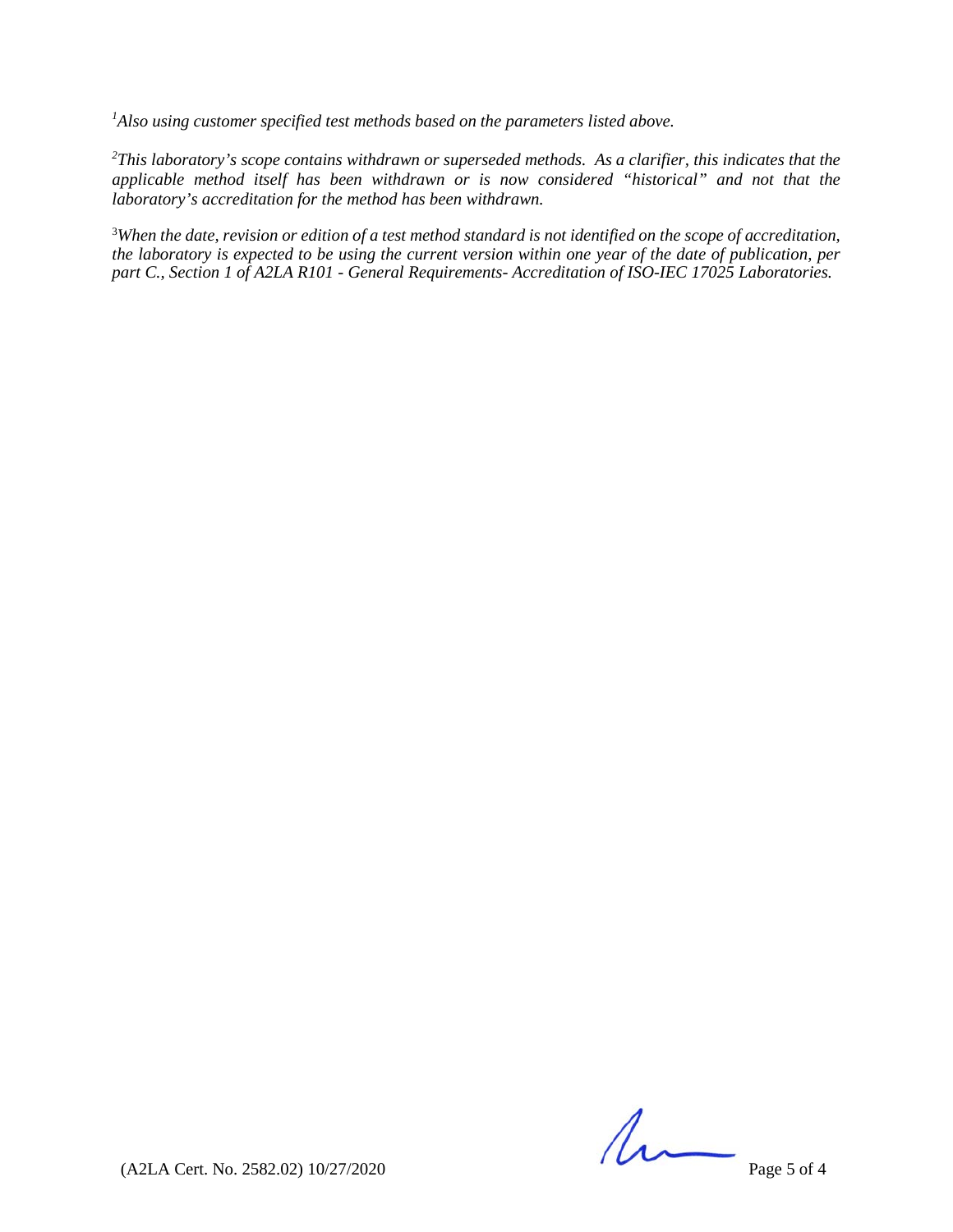*[1]Also using customer specified test methods based on the parameters listed above.*

*[2]This laboratory's scope contains withdrawn or superseded methods. As a clarifier, this indicates that the applicable method itself has been withdrawn or is now considered "historical" and not that the laboratory's accreditation for the method has been withdrawn.*

[3]*When the date, revision or edition of a test method standard is not identified on the scope of accreditation, the laboratory is expected to be using the current version within one year of the date of publication, per part C., Section 1 of A2LA R101 - General Requirements- Accreditation of ISO-IEC 17025 Laboratories.*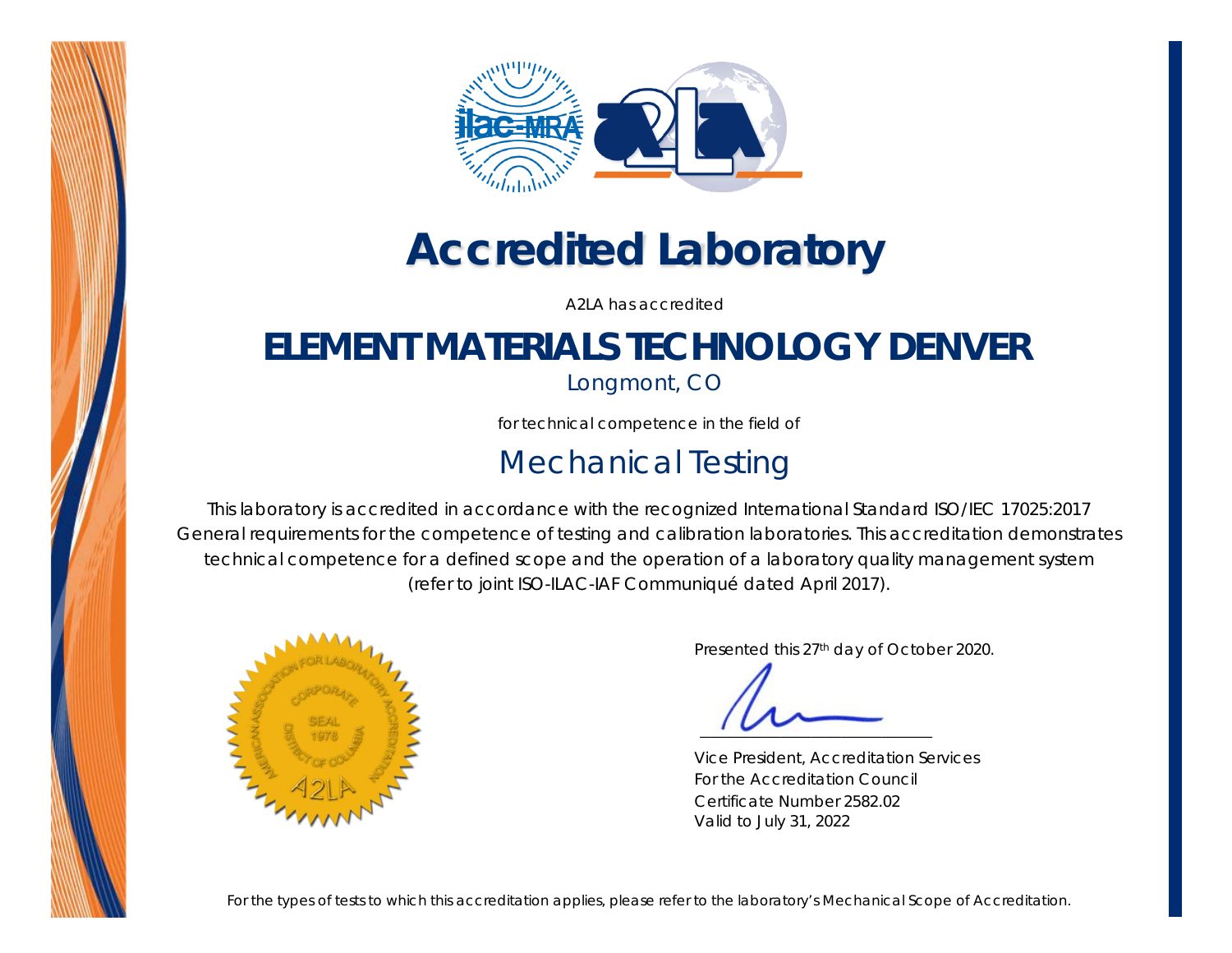# Accredited Laboratory

A2LA has accredited

## ELEMENT MATERIALS TECHNOLOGY DENVER

Longmont, CO

for technical competence in the field of

## Mechanical Testing

This laboratory is accredited in accordance with the recognized International Standard ISO/IEC 17025:2017 General requirements for the competence of testing and calibration laboratories. This accreditation demonstrates technical competence for a defined scope and the operation of a laboratory quality management system (refer to joint ISO-ILAC-IAF Communiqué dated April 2017).

Presented this 27th day of October 2020.

_______________________________

Vice President, Accreditation Services
For the Accreditation Council
Certificate Number 2582.02
Valid to July 31, 2022

For the types of tests to which this accreditation applies, please refer to the laboratory's Mechanical Scope of Accreditation.